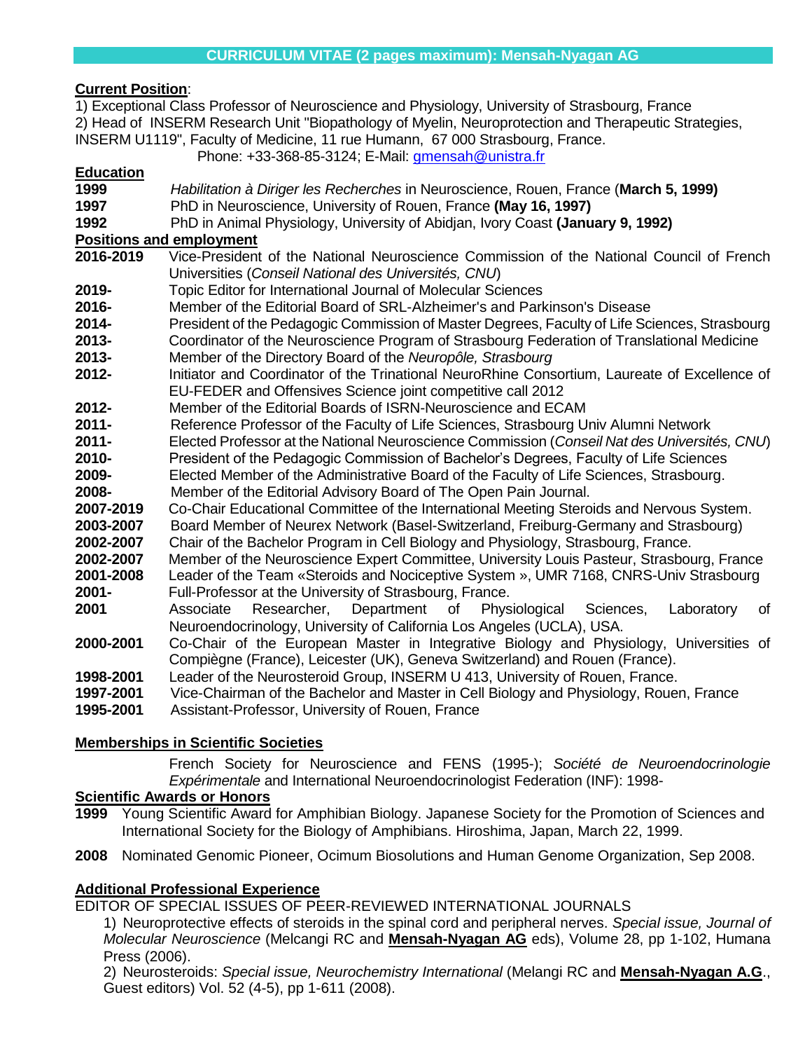# CURRICULUM VITAE (2 pages maximum): Mensah-Nyagan AG

**Current Position**:

1) Exceptional Class Professor of Neuroscience and Physiology, University of Strasbourg, France
2) Head of INSERM Research Unit "Biopathology of Myelin, Neuroprotection and Therapeutic Strategies, INSERM U1119", Faculty of Medicine, 11 rue Humann, 67 000 Strasbourg, France.

Phone: +33-368-85-3124; E-Mail: gmensah@unistra.fr

**Education**

**1999** *Habilitation à Diriger les Recherches* in Neuroscience, Rouen, France (**March 5, 1999)**
**1997** PhD in Neuroscience, University of Rouen, France **(May 16, 1997)**
**1992** PhD in Animal Physiology, University of Abidjan, Ivory Coast **(January 9, 1992)**

**Positions and employment**

**2016-2019** Vice-President of the National Neuroscience Commission of the National Council of French Universities (*Conseil National des Universités, CNU*)
**2019-** Topic Editor for International Journal of Molecular Sciences
**2016-** Member of the Editorial Board of SRL-Alzheimer's and Parkinson's Disease
**2014-** President of the Pedagogic Commission of Master Degrees, Faculty of Life Sciences, Strasbourg
**2013-** Coordinator of the Neuroscience Program of Strasbourg Federation of Translational Medicine
**2013-** Member of the Directory Board of the *Neuropôle, Strasbourg*
**2012-** Initiator and Coordinator of the Trinational NeuroRhine Consortium, Laureate of Excellence of EU-FEDER and Offensives Science joint competitive call 2012
**2012-** Member of the Editorial Boards of ISRN-Neuroscience and ECAM
**2011-** Reference Professor of the Faculty of Life Sciences, Strasbourg Univ Alumni Network
**2011-** Elected Professor at the National Neuroscience Commission (*Conseil Nat des Universités, CNU*)
**2010-** President of the Pedagogic Commission of Bachelor's Degrees, Faculty of Life Sciences
**2009-** Elected Member of the Administrative Board of the Faculty of Life Sciences, Strasbourg.
**2008-** Member of the Editorial Advisory Board of The Open Pain Journal.
**2007-2019** Co-Chair Educational Committee of the International Meeting Steroids and Nervous System.
**2003-2007** Board Member of Neurex Network (Basel-Switzerland, Freiburg-Germany and Strasbourg)
**2002-2007** Chair of the Bachelor Program in Cell Biology and Physiology, Strasbourg, France.
**2002-2007** Member of the Neuroscience Expert Committee, University Louis Pasteur, Strasbourg, France
**2001-2008** Leader of the Team «Steroids and Nociceptive System », UMR 7168, CNRS-Univ Strasbourg
**2001-** Full-Professor at the University of Strasbourg, France.
**2001** Associate Researcher, Department of Physiological Sciences, Laboratory of Neuroendocrinology, University of California Los Angeles (UCLA), USA.
**2000-2001** Co-Chair of the European Master in Integrative Biology and Physiology, Universities of Compiègne (France), Leicester (UK), Geneva Switzerland) and Rouen (France).
**1998-2001** Leader of the Neurosteroid Group, INSERM U 413, University of Rouen, France.
**1997-2001** Vice-Chairman of the Bachelor and Master in Cell Biology and Physiology, Rouen, France
**1995-2001** Assistant-Professor, University of Rouen, France

**Memberships in Scientific Societies**

French Society for Neuroscience and FENS (1995-); *Société de Neuroendocrinologie Expérimentale* and International Neuroendocrinologist Federation (INF): 1998-

**Scientific Awards or Honors**

**1999** Young Scientific Award for Amphibian Biology. Japanese Society for the Promotion of Sciences and International Society for the Biology of Amphibians. Hiroshima, Japan, March 22, 1999.

**2008** Nominated Genomic Pioneer, Ocimum Biosolutions and Human Genome Organization, Sep 2008.

**Additional Professional Experience**

EDITOR OF SPECIAL ISSUES OF PEER-REVIEWED INTERNATIONAL JOURNALS

1) Neuroprotective effects of steroids in the spinal cord and peripheral nerves. *Special issue, Journal of Molecular Neuroscience* (Melcangi RC and **Mensah-Nyagan AG** eds), Volume 28, pp 1-102, Humana Press (2006).

2) Neurosteroids: *Special issue, Neurochemistry International* (Melangi RC and **Mensah-Nyagan A.G**., Guest editors) Vol. 52 (4-5), pp 1-611 (2008).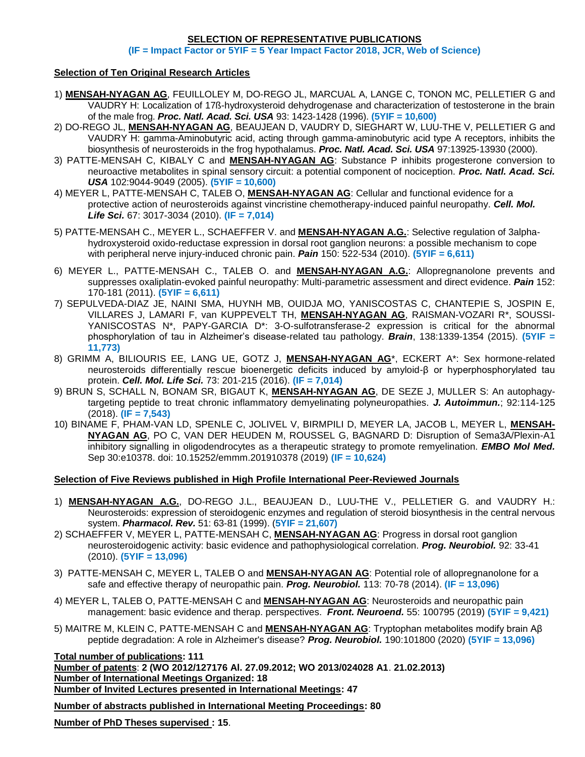**SELECTION OF REPRESENTATIVE PUBLICATIONS**

**(IF = Impact Factor or 5YIF = 5 Year Impact Factor 2018, JCR, Web of Science)**

**Selection of Ten Original Research Articles**

1) **MENSAH-NYAGAN AG**, FEUILLOLEY M, DO-REGO JL, MARCUAL A, LANGE C, TONON MC, PELLETIER G and VAUDRY H: Localization of 17ß-hydroxysteroid dehydrogenase and characterization of testosterone in the brain of the male frog. ***Proc. Natl. Acad. Sci. USA*** 93: 1423-1428 (1996). **(5YIF = 10,600)**
2) DO-REGO JL, **MENSAH-NYAGAN AG**, BEAUJEAN D, VAUDRY D, SIEGHART W, LUU-THE V, PELLETIER G and VAUDRY H: gamma-Aminobutyric acid, acting through gamma-aminobutyric acid type A receptors, inhibits the biosynthesis of neurosteroids in the frog hypothalamus. ***Proc. Natl. Acad. Sci. USA*** 97:13925-13930 (2000).
3) PATTE-MENSAH C, KIBALY C and **MENSAH-NYAGAN AG**: Substance P inhibits progesterone conversion to neuroactive metabolites in spinal sensory circuit: a potential component of nociception. ***Proc. Natl. Acad. Sci. USA*** 102:9044-9049 (2005). **(5YIF = 10,600)**
4) MEYER L, PATTE-MENSAH C, TALEB O, **MENSAH-NYAGAN AG**: Cellular and functional evidence for a protective action of neurosteroids against vincristine chemotherapy-induced painful neuropathy. ***Cell. Mol. Life Sci.*** 67: 3017-3034 (2010). **(IF = 7,014)**
5) PATTE-MENSAH C., MEYER L., SCHAEFFER V. and **MENSAH-NYAGAN A.G.**: Selective regulation of 3alpha-hydroxysteroid oxido-reductase expression in dorsal root ganglion neurons: a possible mechanism to cope with peripheral nerve injury-induced chronic pain. ***Pain*** 150: 522-534 (2010). **(5YIF = 6,611)**
6) MEYER L., PATTE-MENSAH C., TALEB O. and **MENSAH-NYAGAN A.G.**: Allopregnanolone prevents and suppresses oxaliplatin-evoked painful neuropathy: Multi-parametric assessment and direct evidence. ***Pain*** 152: 170-181 (2011). **(5YIF = 6,611)**
7) SEPULVEDA-DIAZ JE, NAINI SMA, HUYNH MB, OUIDJA MO, YANISCOSTAS C, CHANTEPIE S, JOSPIN E, VILLARES J, LAMARI F, van KUPPEVELT TH, **MENSAH-NYAGAN AG**, RAISMAN-VOZARI R\*, SOUSSI-YANISCOSTAS N\*, PAPY-GARCIA D\*: 3-O-sulfotransferase-2 expression is critical for the abnormal phosphorylation of tau in Alzheimer's disease-related tau pathology. ***Brain***, 138:1339-1354 (2015). **(5YIF = 11,773)**
8) GRIMM A, BILIOURIS EE, LANG UE, GOTZ J, **MENSAH-NYAGAN AG**\*, ECKERT A\*: Sex hormone-related neurosteroids differentially rescue bioenergetic deficits induced by amyloid-β or hyperphosphorylated tau protein. ***Cell. Mol. Life Sci.*** 73: 201-215 (2016). **(IF = 7,014)**
9) BRUN S, SCHALL N, BONAM SR, BIGAUT K, **MENSAH-NYAGAN AG**, DE SEZE J, MULLER S: An autophagy-targeting peptide to treat chronic inflammatory demyelinating polyneuropathies. ***J. Autoimmun.***; 92:114-125 (2018). **(IF = 7,543)**
10) BINAME F, PHAM-VAN LD, SPENLE C, JOLIVEL V, BIRMPILI D, MEYER LA, JACOB L, MEYER L, **MENSAH-NYAGAN AG**, PO C, VAN DER HEUDEN M, ROUSSEL G, BAGNARD D: Disruption of Sema3A/Plexin-A1 inhibitory signalling in oligodendrocytes as a therapeutic strategy to promote remyelination. ***EMBO Mol Med.*** Sep 30:e10378. doi: 10.15252/emmm.201910378 (2019) **(IF = 10,624)**

**Selection of Five Reviews published in High Profile International Peer-Reviewed Journals**

1) **MENSAH-NYAGAN A.G.**, DO-REGO J.L., BEAUJEAN D., LUU-THE V., PELLETIER G. and VAUDRY H.: Neurosteroids: expression of steroidogenic enzymes and regulation of steroid biosynthesis in the central nervous system. ***Pharmacol. Rev.*** 51: 63-81 (1999). **(5YIF = 21,607)**
2) SCHAEFFER V, MEYER L, PATTE-MENSAH C, **MENSAH-NYAGAN AG**: Progress in dorsal root ganglion neurosteroidogenic activity: basic evidence and pathophysiological correlation. ***Prog. Neurobiol.*** 92: 33-41 (2010). **(5YIF = 13,096)**
3) PATTE-MENSAH C, MEYER L, TALEB O and **MENSAH-NYAGAN AG**: Potential role of allopregnanolone for a safe and effective therapy of neuropathic pain. ***Prog. Neurobiol.*** 113: 70-78 (2014). **(IF = 13,096)**
4) MEYER L, TALEB O, PATTE-MENSAH C and **MENSAH-NYAGAN AG**: Neurosteroids and neuropathic pain management: basic evidence and therap. perspectives. ***Front. Neuroend.*** 55: 100795 (2019) **(5YIF = 9,421)**
5) MAITRE M, KLEIN C, PATTE-MENSAH C and **MENSAH-NYAGAN AG**: Tryptophan metabolites modify brain Aβ peptide degradation: A role in Alzheimer's disease? ***Prog. Neurobiol.*** 190:101800 (2020) **(5YIF = 13,096)**

**Total number of publications: 111**
**Number of patents: 2 (WO 2012/127176 Al. 27.09.2012; WO 2013/024028 A1. 21.02.2013)**
**Number of International Meetings Organized: 18**
**Number of Invited Lectures presented in International Meetings: 47**

**Number of abstracts published in International Meeting Proceedings: 80**

**Number of PhD Theses supervised : 15**.